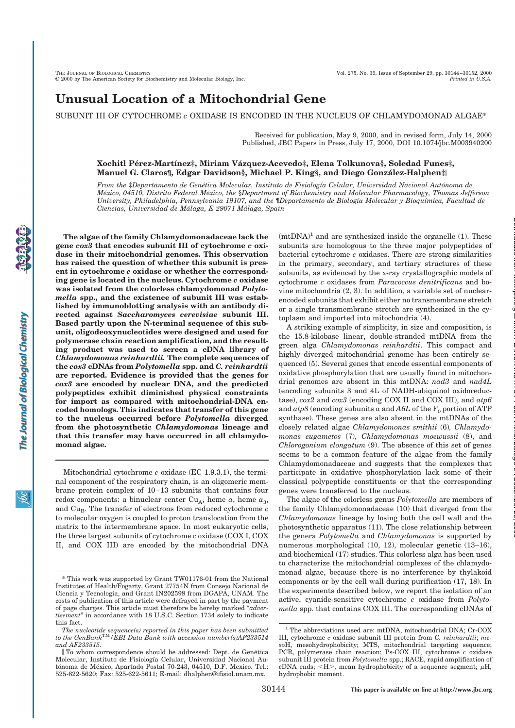# Unusual Location of a Mitochondrial Gene

SUBUNIT III OF CYTOCHROME *c* OXIDASE IS ENCODED IN THE NUCLEUS OF CHLAMYDOMONAD ALGAE*

Received for publication, May 9, 2000, and in revised form, July 14, 2000
Published, JBC Papers in Press, July 17, 2000, DOI 10.1074/jbc.M003940200

**Xochitl Pérez-Martínez‡, Miriam Vázquez-Acevedo‡, Elena Tolkunova§, Soledad Funes‡, Manuel G. Claros¶, Edgar Davidson§, Michael P. King§, and Diego González-Halphen‡‖**

*From the ‡Departamento de Genética Molecular, Instituto de Fisiología Celular, Universidad Nacional Autónoma de México, 04510, Distrito Federal México, the §Department of Biochemistry and Molecular Pharmacology, Thomas Jefferson University, Philadelphia, Pennsylvania 19107, and the ¶Departamento de Biología Molecular y Bioquímica, Facultad de Ciencias, Universidad de Málaga, E-29071 Málaga, Spain*

**The algae of the family Chlamydomonadaceae lack the gene *cox3* that encodes subunit III of cytochrome *c* oxidase in their mitochondrial genomes. This observation has raised the question of whether this subunit is present in cytochrome *c* oxidase or whether the corresponding gene is located in the nucleus. Cytochrome *c* oxidase was isolated from the colorless chlamydomonad *Polytomella* spp., and the existence of subunit III was established by immunoblotting analysis with an antibody directed against *Saccharomyces cerevisiae* subunit III. Based partly upon the N-terminal sequence of this subunit, oligodeoxynucleotides were designed and used for polymerase chain reaction amplification, and the resulting product was used to screen a cDNA library of *Chlamydomonas reinhardtii*. The complete sequences of the *cox3* cDNAs from *Polytomella* spp. and *C. reinhardtii* are reported. Evidence is provided that the genes for *cox3* are encoded by nuclear DNA, and the predicted polypeptides exhibit diminished physical constraints for import as compared with mitochondrial-DNA encoded homologs. This indicates that transfer of this gene to the nucleus occurred before *Polytomella* diverged from the photosynthetic *Chlamydomonas* lineage and that this transfer may have occurred in all chlamydomonad algae.**

Mitochondrial cytochrome *c* oxidase (EC 1.9.3.1), the terminal component of the respiratory chain, is an oligomeric membrane protein complex of 10–13 subunits that contains four redox components: a binuclear center $Cu_A$, heme *a*, heme $a_3$, and $Cu_B$. The transfer of electrons from reduced cytochrome *c* to molecular oxygen is coupled to proton translocation from the matrix to the intermembrane space. In most eukaryotic cells, the three largest subunits of cytochrome *c* oxidase (COX I, COX II, and COX III) are encoded by the mitochondrial DNA (mtDNA)[1] and are synthesized inside the organelle (1). These subunits are homologous to the three major polypeptides of bacterial cytochrome *c* oxidases. There are strong similarities in the primary, secondary, and tertiary structures of these subunits, as evidenced by the x-ray crystallographic models of cytochrome *c* oxidases from *Paracoccus denitrificans* and bovine mitochondria (2, 3). In addition, a variable set of nuclear-encoded subunits that exhibit either no transmembrane stretch or a single transmembrane stretch are synthesized in the cytoplasm and imported into mitochondria (4).

A striking example of simplicity, in size and composition, is the 15.8-kilobase linear, double-stranded mtDNA from the green alga *Chlamydomonas reinhardtii*. This compact and highly diverged mitochondrial genome has been entirely sequenced (5). Several genes that encode essential components of oxidative phosphorylation that are usually found in mitochondrial genomes are absent in this mtDNA: *nad3* and *nad4L* (encoding subunits 3 and 4L of NADH-ubiquinol oxidoreductase), *cox2* and *cox3* (encoding COX II and COX III), and *atp6* and *atp8* (encoding subunits *a* and *A6L* of the $F_0$ portion of ATP synthase). These genes are also absent in the mtDNAs of the closely related algae *Chlamydomonas smithii* (6), *Chlamydomonas eugametos* (7), *Chlamydomonas moewussii* (8), and *Chlorogonium elongatum* (9). The absence of this set of genes seems to be a common feature of the algae from the family Chlamydomonadaceae and suggests that the complexes that participate in oxidative phosphorylation lack some of their classical polypeptide constituents or that the corresponding genes were transferred to the nucleus.

The algae of the colorless genus *Polytomella* are members of the family Chlamydomonadaceae (10) that diverged from the *Chlamydomonas* lineage by losing both the cell wall and the photosynthetic apparatus (11). The close relationship between the genera *Polytomella* and *Chlamydomonas* is supported by numerous morphological (10, 12), molecular genetic (13–16), and biochemical (17) studies. This colorless alga has been used to characterize the mitochondrial complexes of the chlamydomonad algae, because there is no interference by thylakoid components or by the cell wall during purification (17, 18). In the experiments described below, we report the isolation of an active, cyanide-sensitive cytochrome *c* oxidase from *Polytomella* spp. that contains COX III. The corresponding cDNAs of

\* This work was supported by Grant TW01176-01 from the National Institutes of Health/Fogarty, Grant 27754N from Consejo Nacional de Ciencia y Tecnologia, and Grant IN202598 from DGAPA, UNAM. The costs of publication of this article were defrayed in part by the payment of page charges. This article must therefore be hereby marked "*advertisement*" in accordance with 18 U.S.C. Section 1734 solely to indicate this fact.

*The nucleotide sequence(s) reported in this paper has been submitted to the GenBank™/EBI Data Bank with accession number(s) AF233514 and AF233515.*

‖ To whom correspondence should be addressed: Dept. de Genética Molecular, Instituto de Fisiología Celular, Universidad Nacional Autónoma de México, Apartado Postal 70-243, 04510, D.F. Mexico. Tel.: 525-622-5620; Fax: 525-622-5611; E-mail: dhalphen@ifisiol.unam.mx.

[1] The abbreviations used are: mtDNA, mitochondrial DNA; Cr-COX III, cytochrome *c* oxidase subunit III protein from *C. reinhardtii*; *meso*H, mesohydrophobicity; MTS, mitochondrial targeting sequence; PCR, polymerase chain reaction; Ps-COX III, cytochrome *c* oxidase subunit III protein from *Polytomella* spp.; RACE, rapid amplification of cDNA ends; <H>, mean hydrophobicity of a sequence segment; $\mu$H, hydrophobic moment.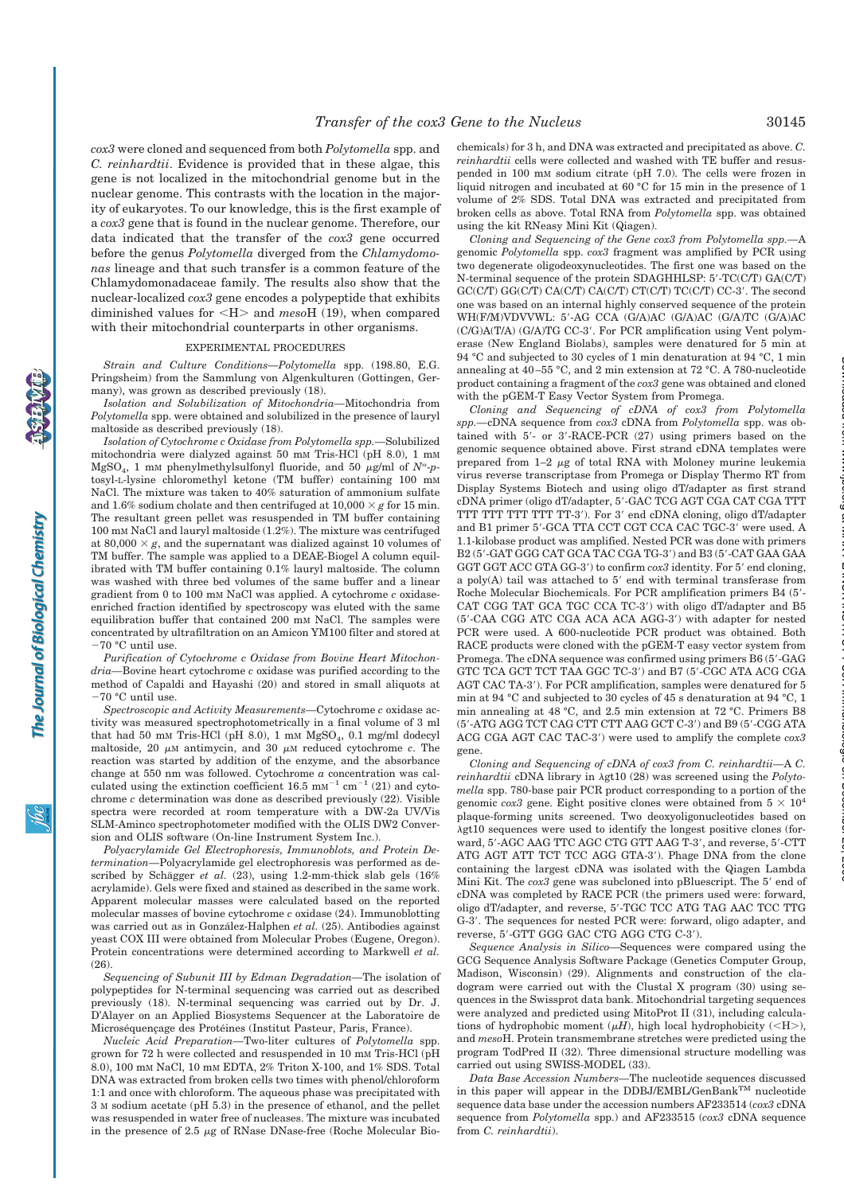*cox3* were cloned and sequenced from both *Polytomella* spp. and *C. reinhardtii*. Evidence is provided that in these algae, this gene is not localized in the mitochondrial genome but in the nuclear genome. This contrasts with the location in the majority of eukaryotes. To our knowledge, this is the first example of a *cox3* gene that is found in the nuclear genome. Therefore, our data indicated that the transfer of the *cox3* gene occurred before the genus *Polytomella* diverged from the *Chlamydomonas* lineage and that such transfer is a common feature of the Chlamydomonadaceae family. The results also show that the nuclear-localized *cox3* gene encodes a polypeptide that exhibits diminished values for <H> and *meso*H (19), when compared with their mitochondrial counterparts in other organisms.

## EXPERIMENTAL PROCEDURES

*Strain and Culture Conditions*—*Polytomella* spp. (198.80, E.G. Pringsheim) from the Sammlung von Algenkulturen (Gottingen, Germany), was grown as described previously (18).

*Isolation and Solubilization of Mitochondria*—Mitochondria from *Polytomella* spp. were obtained and solubilized in the presence of lauryl maltoside as described previously (18).

*Isolation of Cytochrome c Oxidase from Polytomella spp.*—Solubilized mitochondria were dialyzed against 50 mM Tris-HCl (pH 8.0), 1 mM $MgSO_4$, 1 mM phenylmethylsulfonyl fluoride, and 50 μg/ml of $N^{\alpha}$-*p*-tosyl-L-lysine chloromethyl ketone (TM buffer) containing 100 mM NaCl. The mixture was taken to 40% saturation of ammonium sulfate and 1.6% sodium cholate and then centrifuged at 10,000 × *g* for 15 min. The resultant green pellet was resuspended in TM buffer containing 100 mM NaCl and lauryl maltoside (1.2%). The mixture was centrifuged at 80,000 × *g*, and the supernatant was dialyzed against 10 volumes of TM buffer. The sample was applied to a DEAE-Biogel A column equilibrated with TM buffer containing 0.1% lauryl maltoside. The column was washed with three bed volumes of the same buffer and a linear gradient from 0 to 100 mM NaCl was applied. A cytochrome *c* oxidase-enriched fraction identified by spectroscopy was eluted with the same equilibration buffer that contained 200 mM NaCl. The samples were concentrated by ultrafiltration on an Amicon YM100 filter and stored at −70 °C until use.

*Purification of Cytochrome c Oxidase from Bovine Heart Mitochondria*—Bovine heart cytochrome *c* oxidase was purified according to the method of Capaldi and Hayashi (20) and stored in small aliquots at −70 °C until use.

*Spectroscopic and Activity Measurements*—Cytochrome *c* oxidase activity was measured spectrophotometrically in a final volume of 3 ml that had 50 mM Tris-HCl (pH 8.0), 1 mM $MgSO_4$, 0.1 mg/ml dodecyl maltoside, 20 μM antimycin, and 30 μM reduced cytochrome *c*. The reaction was started by addition of the enzyme, and the absorbance change at 550 nm was followed. Cytochrome *a* concentration was calculated using the extinction coefficient 16.5 $mM^{-1}$ $cm^{-1}$ (21) and cytochrome *c* determination was done as described previously (22). Visible spectra were recorded at room temperature with a DW-2a UV/Vis SLM-Aminco spectrophotometer modified with the OLIS DW2 Conversion and OLIS software (On-line Instrument System Inc.).

*Polyacrylamide Gel Electrophoresis, Immunoblots, and Protein Determination*—Polyacrylamide gel electrophoresis was performed as described by Schägger *et al.* (23), using 1.2-mm-thick slab gels (16% acrylamide). Gels were fixed and stained as described in the same work. Apparent molecular masses were calculated based on the reported molecular masses of bovine cytochrome *c* oxidase (24). Immunoblotting was carried out as in González-Halphen *et al.* (25). Antibodies against yeast COX III were obtained from Molecular Probes (Eugene, Oregon). Protein concentrations were determined according to Markwell *et al.* (26).

*Sequencing of Subunit III by Edman Degradation*—The isolation of polypeptides for N-terminal sequencing was carried out as described previously (18). N-terminal sequencing was carried out by Dr. J. D'Alayer on an Applied Biosystems Sequencer at the Laboratoire de Microséquençage des Protéines (Institut Pasteur, Paris, France).

*Nucleic Acid Preparation*—Two-liter cultures of *Polytomella* spp. grown for 72 h were collected and resuspended in 10 mM Tris-HCl (pH 8.0), 100 mM NaCl, 10 mM EDTA, 2% Triton X-100, and 1% SDS. Total DNA was extracted from broken cells two times with phenol/chloroform 1:1 and once with chloroform. The aqueous phase was precipitated with 3 M sodium acetate (pH 5.3) in the presence of ethanol, and the pellet was resuspended in water free of nucleases. The mixture was incubated in the presence of 2.5 μg of RNase DNase-free (Roche Molecular Biochemicals) for 3 h, and DNA was extracted and precipitated as above. *C. reinhardtii* cells were collected and washed with TE buffer and resuspended in 100 mM sodium citrate (pH 7.0). The cells were frozen in liquid nitrogen and incubated at 60 °C for 15 min in the presence of 1 volume of 2% SDS. Total DNA was extracted and precipitated from broken cells as above. Total RNA from *Polytomella* spp. was obtained using the kit RNeasy Mini Kit (Qiagen).

*Cloning and Sequencing of the Gene cox3 from Polytomella spp.*—A genomic *Polytomella* spp. *cox3* fragment was amplified by PCR using two degenerate oligodeoxynucleotides. The first one was based on the N-terminal sequence of the protein SDAGHHLSP: 5′-TC(C/T) GA(C/T) GC(C/T) GG(C/T) CA(C/T) CA(C/T) CT(C/T) TC(C/T) CC-3′. The second one was based on an internal highly conserved sequence of the protein WH(F/M)VDVVWL: 5′-AG CCA (G/A)AC (G/A)AC (G/A)TC (G/A)AC (C/G)A(T/A) (G/A)TG CC-3′. For PCR amplification using Vent polymerase (New England Biolabs), samples were denatured for 5 min at 94 °C and subjected to 30 cycles of 1 min denaturation at 94 °C, 1 min annealing at 40–55 °C, and 2 min extension at 72 °C. A 780-nucleotide product containing a fragment of the *cox3* gene was obtained and cloned with the pGEM-T Easy Vector System from Promega.

*Cloning and Sequencing of cDNA of cox3 from Polytomella spp.*—cDNA sequence from *cox3* cDNA from *Polytomella* spp. was obtained with 5′- or 3′-RACE-PCR (27) using primers based on the genomic sequence obtained above. First strand cDNA templates were prepared from 1–2 μg of total RNA with Moloney murine leukemia virus reverse transcriptase from Promega or Display Thermo RT from Display Systems Biotech and using oligo dT/adapter as first strand cDNA primer (oligo dT/adapter, 5′-GAC TCG AGT CGA CAT CGA TTT TTT TTT TTT TTT TT-3′). For 3′ end cDNA cloning, oligo dT/adapter and B1 primer 5′-GCA TTA CCT CGT CCA CAC TGC-3′ were used. A 1.1-kilobase product was amplified. Nested PCR was done with primers B2 (5′-GAT GGG CAT GCA TAC CGA TG-3′) and B3 (5′-CAT GAA GAA GGT GGT ACC GTA GG-3′) to confirm *cox3* identity. For 5′ end cloning, a poly(A) tail was attached to 5′ end with terminal transferase from Roche Molecular Biochemicals. For PCR amplification primers B4 (5′-CAT CGG TAT GCA TGC CCA TC-3′) with oligo dT/adapter and B5 (5′-CAA CGG ATC CGA ACA ACA AGG-3′) with adapter for nested PCR were used. A 600-nucleotide PCR product was obtained. Both RACE products were cloned with the pGEM-T easy vector system from Promega. The cDNA sequence was confirmed using primers B6 (5′-GAG GTC TCA GCT TCT TAA GGC TC-3′) and B7 (5′-CGC ATA ACG CGA AGT CAC TA-3′). For PCR amplification, samples were denatured for 5 min at 94 °C and subjected to 30 cycles of 45 s denaturation at 94 °C, 1 min annealing at 48 °C, and 2.5 min extension at 72 °C. Primers B8 (5′-ATG AGG TCT CAG CTT CTT AAG GCT C-3′) and B9 (5′-CGG ATA ACG CGA AGT CAC TAC-3′) were used to amplify the complete *cox3* gene.

*Cloning and Sequencing of cDNA of cox3 from C. reinhardtii*—A *C. reinhardtii* cDNA library in λgt10 (28) was screened using the *Polytomella* spp. 780-base pair PCR product corresponding to a portion of the genomic *cox3* gene. Eight positive clones were obtained from 5 × $10^4$ plaque-forming units screened. Two deoxyoligonucleotides based on λgt10 sequences were used to identify the longest positive clones (forward, 5′-AGC AAG TTC AGC CTG GTT AAG T-3′, and reverse, 5′-CTT ATG AGT ATT TCT TCC AGG GTA-3′). Phage DNA from the clone containing the largest cDNA was isolated with the Qiagen Lambda Mini Kit. The *cox3* gene was subcloned into pBluescript. The 5′ end of cDNA was completed by RACE PCR (the primers used were: forward, oligo dT/adapter, and reverse, 5′-TGC TCC ATG TAG AAC TCC TTG G-3′. The sequences for nested PCR were: forward, oligo adapter, and reverse, 5′-GTT GGG GAC CTG AGG CTG C-3′).

*Sequence Analysis in Silico*—Sequences were compared using the GCG Sequence Analysis Software Package (Genetics Computer Group, Madison, Wisconsin) (29). Alignments and construction of the cladogram were carried out with the Clustal X program (30) using sequences in the Swissprot data bank. Mitochondrial targeting sequences were analyzed and predicted using MitoProt II (31), including calculations of hydrophobic moment (μH), high local hydrophobicity (<H>), and *meso*H. Protein transmembrane stretches were predicted using the program TodPred II (32). Three dimensional structure modelling was carried out using SWISS-MODEL (33).

*Data Base Accession Numbers*—The nucleotide sequences discussed in this paper will appear in the DDBJ/EMBL/GenBank™ nucleotide sequence data base under the accession numbers AF233514 (*cox3* cDNA sequence from *Polytomella* spp.) and AF233515 (*cox3* cDNA sequence from *C. reinhardtii*).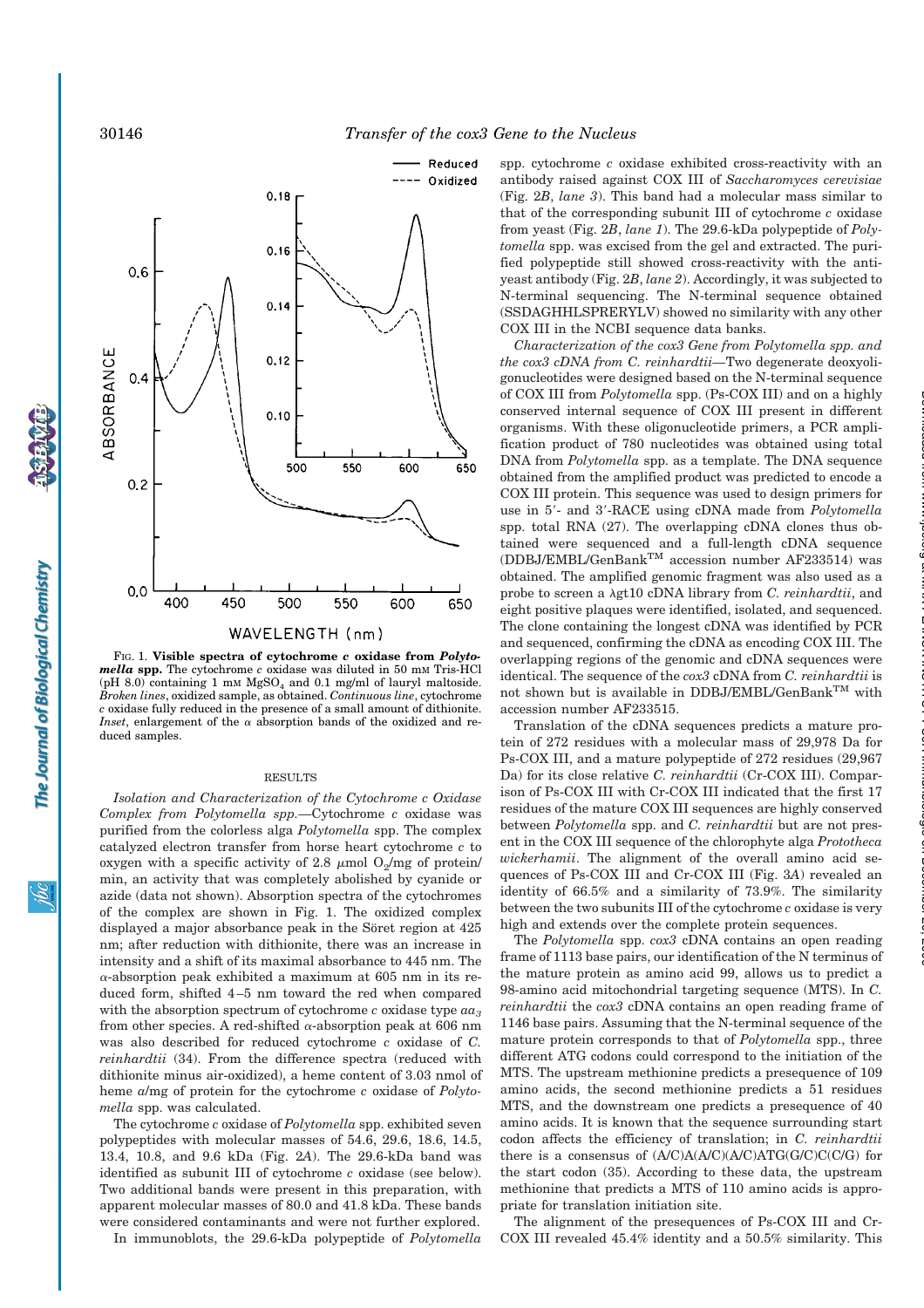FIG. 1. **Visible spectra of cytochrome *c* oxidase from *Polytomella* spp.** The cytochrome *c* oxidase was diluted in 50 mM Tris-HCl (pH 8.0) containing 1 mM $MgSO_4$ and 0.1 mg/ml of lauryl maltoside. *Broken lines*, oxidized sample, as obtained. *Continuous line*, cytochrome *c* oxidase fully reduced in the presence of a small amount of dithionite. *Inset*, enlargement of the α absorption bands of the oxidized and reduced samples.

## RESULTS

*Isolation and Characterization of the Cytochrome c Oxidase Complex from Polytomella spp.*—Cytochrome *c* oxidase was purified from the colorless alga *Polytomella* spp. The complex catalyzed electron transfer from horse heart cytochrome *c* to oxygen with a specific activity of 2.8 μmol $O_2$/mg of protein/min, an activity that was completely abolished by cyanide or azide (data not shown). Absorption spectra of the cytochromes of the complex are shown in Fig. 1. The oxidized complex displayed a major absorbance peak in the Söret region at 425 nm; after reduction with dithionite, there was an increase in intensity and a shift of its maximal absorbance to 445 nm. The α-absorption peak exhibited a maximum at 605 nm in its reduced form, shifted 4–5 nm toward the red when compared with the absorption spectrum of cytochrome *c* oxidase type $aa_3$ from other species. A red-shifted α-absorption peak at 606 nm was also described for reduced cytochrome *c* oxidase of *C. reinhardtii* (34). From the difference spectra (reduced with dithionite minus air-oxidized), a heme content of 3.03 nmol of heme *a*/mg of protein for the cytochrome *c* oxidase of *Polytomella* spp. was calculated.

The cytochrome *c* oxidase of *Polytomella* spp. exhibited seven polypeptides with molecular masses of 54.6, 29.6, 18.6, 14.5, 13.4, 10.8, and 9.6 kDa (Fig. 2*A*). The 29.6-kDa band was identified as subunit III of cytochrome *c* oxidase (see below). Two additional bands were present in this preparation, with apparent molecular masses of 80.0 and 41.8 kDa. These bands were considered contaminants and were not further explored.

In immunoblots, the 29.6-kDa polypeptide of *Polytomella* spp. cytochrome *c* oxidase exhibited cross-reactivity with an antibody raised against COX III of *Saccharomyces cerevisiae* (Fig. 2*B*, *lane 3*). This band had a molecular mass similar to that of the corresponding subunit III of cytochrome *c* oxidase from yeast (Fig. 2*B*, *lane 1*). The 29.6-kDa polypeptide of *Polytomella* spp. was excised from the gel and extracted. The purified polypeptide still showed cross-reactivity with the anti-yeast antibody (Fig. 2*B*, *lane 2*). Accordingly, it was subjected to N-terminal sequencing. The N-terminal sequence obtained (SSDAGHHLSPRERYLV) showed no similarity with any other COX III in the NCBI sequence data banks.

*Characterization of the cox3 Gene from Polytomella spp. and the cox3 cDNA from C. reinhardtii*—Two degenerate deoxyoligonucleotides were designed based on the N-terminal sequence of COX III from *Polytomella* spp. (Ps-COX III) and on a highly conserved internal sequence of COX III present in different organisms. With these oligonucleotide primers, a PCR amplification product of 780 nucleotides was obtained using total DNA from *Polytomella* spp. as a template. The DNA sequence obtained from the amplified product was predicted to encode a COX III protein. This sequence was used to design primers for use in 5′- and 3′-RACE using cDNA made from *Polytomella* spp. total RNA (27). The overlapping cDNA clones thus obtained were sequenced and a full-length cDNA sequence (DDBJ/EMBL/GenBank™ accession number AF233514) was obtained. The amplified genomic fragment was also used as a probe to screen a λgt10 cDNA library from *C. reinhardtii*, and eight positive plaques were identified, isolated, and sequenced. The clone containing the longest cDNA was identified by PCR and sequenced, confirming the cDNA as encoding COX III. The overlapping regions of the genomic and cDNA sequences were identical. The sequence of the *cox3* cDNA from *C. reinhardtii* is not shown but is available in DDBJ/EMBL/GenBank™ with accession number AF233515.

Translation of the cDNA sequences predicts a mature protein of 272 residues with a molecular mass of 29,978 Da for Ps-COX III, and a mature polypeptide of 272 residues (29,967 Da) for its close relative *C. reinhardtii* (Cr-COX III). Comparison of Ps-COX III with Cr-COX III indicated that the first 17 residues of the mature COX III sequences are highly conserved between *Polytomella* spp. and *C. reinhardtii* but are not present in the COX III sequence of the chlorophyte alga *Prototheca wickerhamii*. The alignment of the overall amino acid sequences of Ps-COX III and Cr-COX III (Fig. 3*A*) revealed an identity of 66.5% and a similarity of 73.9%. The similarity between the two subunits III of the cytochrome *c* oxidase is very high and extends over the complete protein sequences.

The *Polytomella* spp. *cox3* cDNA contains an open reading frame of 1113 base pairs, our identification of the N terminus of the mature protein as amino acid 99, allows us to predict a 98-amino acid mitochondrial targeting sequence (MTS). In *C. reinhardtii* the *cox3* cDNA contains an open reading frame of 1146 base pairs. Assuming that the N-terminal sequence of the mature protein corresponds to that of *Polytomella* spp., three different ATG codons could correspond to the initiation of the MTS. The upstream methionine predicts a presequence of 109 amino acids, the second methionine predicts a 51 residues MTS, and the downstream one predicts a presequence of 40 amino acids. It is known that the sequence surrounding start codon affects the efficiency of translation; in *C. reinhardtii* there is a consensus of (A/C)A(A/C)(A/C)ATG(G/C)C(C/G) for the start codon (35). According to these data, the upstream methionine that predicts a MTS of 110 amino acids is appropriate for translation initiation site.

The alignment of the presequences of Ps-COX III and Cr-COX III revealed 45.4% identity and a 50.5% similarity. This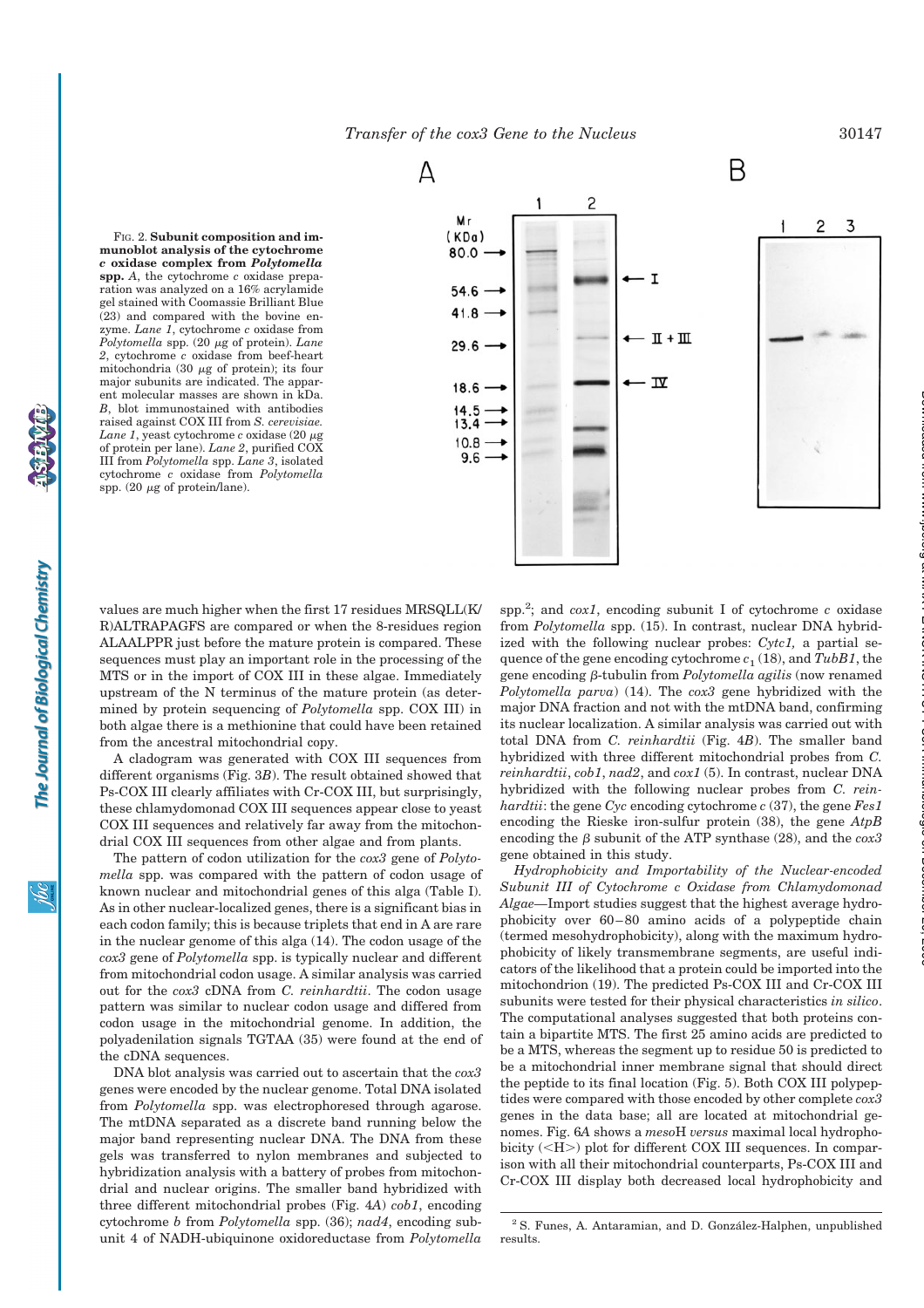FIG. 2. **Subunit composition and immunoblot analysis of the cytochrome *c* oxidase complex from *Polytomella* spp.** *A*, the cytochrome *c* oxidase preparation was analyzed on a 16% acrylamide gel stained with Coomassie Brilliant Blue (23) and compared with the bovine enzyme. *Lane 1*, cytochrome *c* oxidase from *Polytomella* spp. (20 μg of protein). *Lane 2*, cytochrome *c* oxidase from beef-heart mitochondria (30 μg of protein); its four major subunits are indicated. The apparent molecular masses are shown in kDa. *B*, blot immunostained with antibodies raised against COX III from *S. cerevisiae*. *Lane 1*, yeast cytochrome *c* oxidase (20 μg of protein per lane). *Lane 2*, purified COX III from *Polytomella* spp. *Lane 3*, isolated cytochrome *c* oxidase from *Polytomella* spp. (20 μg of protein/lane).

values are much higher when the first 17 residues MRSQLL(K/R)ALTRAPAGFS are compared or when the 8-residues region ALAALPPR just before the mature protein is compared. These sequences must play an important role in the processing of the MTS or in the import of COX III in these algae. Immediately upstream of the N terminus of the mature protein (as determined by protein sequencing of *Polytomella* spp. COX III) in both algae there is a methionine that could have been retained from the ancestral mitochondrial copy.

A cladogram was generated with COX III sequences from different organisms (Fig. 3*B*). The result obtained showed that Ps-COX III clearly affiliates with Cr-COX III, but surprisingly, these chlamydomonad COX III sequences appear close to yeast COX III sequences and relatively far away from the mitochondrial COX III sequences from other algae and from plants.

The pattern of codon utilization for the *cox3* gene of *Polytomella* spp. was compared with the pattern of codon usage of known nuclear and mitochondrial genes of this alga (Table I). As in other nuclear-localized genes, there is a significant bias in each codon family; this is because triplets that end in A are rare in the nuclear genome of this alga (14). The codon usage of the *cox3* gene of *Polytomella* spp. is typically nuclear and different from mitochondrial codon usage. A similar analysis was carried out for the *cox3* cDNA from *C. reinhardtii*. The codon usage pattern was similar to nuclear codon usage and differed from codon usage in the mitochondrial genome. In addition, the polyadenilation signals TGTAA (35) were found at the end of the cDNA sequences.

DNA blot analysis was carried out to ascertain that the *cox3* genes were encoded by the nuclear genome. Total DNA isolated from *Polytomella* spp. was electrophoresed through agarose. The mtDNA separated as a discrete band running below the major band representing nuclear DNA. The DNA from these gels was transferred to nylon membranes and subjected to hybridization analysis with a battery of probes from mitochondrial and nuclear origins. The smaller band hybridized with three different mitochondrial probes (Fig. 4*A*) *cob1*, encoding cytochrome *b* from *Polytomella* spp. (36); *nad4*, encoding subunit 4 of NADH-ubiquinone oxidoreductase from *Polytomella* spp.[2]; and *cox1*, encoding subunit I of cytochrome *c* oxidase from *Polytomella* spp. (15). In contrast, nuclear DNA hybridized with the following nuclear probes: *Cytc1,* a partial sequence of the gene encoding cytochrome $c_1$ (18), and *TubB1*, the gene encoding β-tubulin from *Polytomella agilis* (now renamed *Polytomella parva*) (14). The *cox3* gene hybridized with the major DNA fraction and not with the mtDNA band, confirming its nuclear localization. A similar analysis was carried out with total DNA from *C. reinhardtii* (Fig. 4*B*). The smaller band hybridized with three different mitochondrial probes from *C. reinhardtii*, *cob1*, *nad2*, and *cox1* (5). In contrast, nuclear DNA hybridized with the following nuclear probes from *C. reinhardtii*: the gene *Cyc* encoding cytochrome *c* (37), the gene *Fes1* encoding the Rieske iron-sulfur protein (38), the gene *AtpB* encoding the β subunit of the ATP synthase (28), and the *cox3* gene obtained in this study.

*Hydrophobicity and Importability of the Nuclear-encoded Subunit III of Cytochrome c Oxidase from Chlamydomonad Algae*—Import studies suggest that the highest average hydrophobicity over 60–80 amino acids of a polypeptide chain (termed mesohydrophobicity), along with the maximum hydrophobicity of likely transmembrane segments, are useful indicators of the likelihood that a protein could be imported into the mitochondrion (19). The predicted Ps-COX III and Cr-COX III subunits were tested for their physical characteristics *in silico*. The computational analyses suggested that both proteins contain a bipartite MTS. The first 25 amino acids are predicted to be a MTS, whereas the segment up to residue 50 is predicted to be a mitochondrial inner membrane signal that should direct the peptide to its final location (Fig. 5). Both COX III polypeptides were compared with those encoded by other complete *cox3* genes in the data base; all are located at mitochondrial genomes. Fig. 6*A* shows a *meso*H *versus* maximal local hydrophobicity (<H>) plot for different COX III sequences. In comparison with all their mitochondrial counterparts, Ps-COX III and Cr-COX III display both decreased local hydrophobicity and

[2] S. Funes, A. Antaramian, and D. González-Halphen, unpublished results.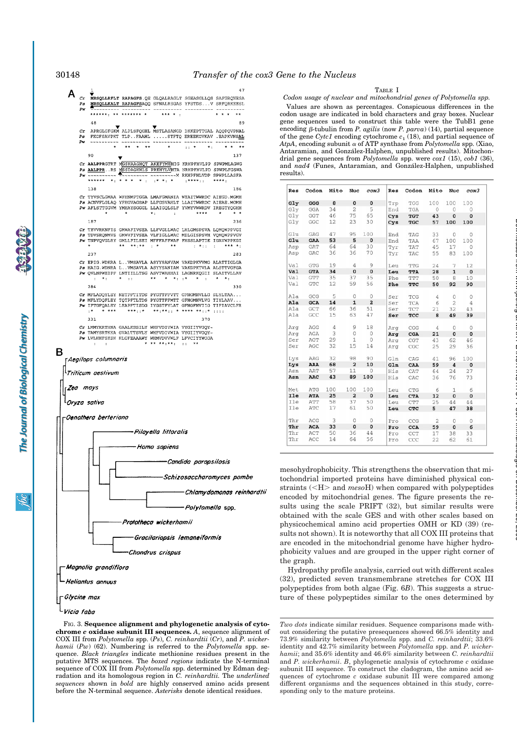**FIG. 3. Sequence alignment and phylogenetic analysis of cytochrome *c* oxidase subunit III sequences.** *A*, sequence alignment of COX III from *Polytomella* spp. (*Ps*), *C. reinhardtii* (*Cr*), and *P. wickerhamii* (*Pw*) (62). Numbering is referred to the *Polytomella* spp. sequence. *Black triangles* indicate methionine residues present in the putative MTS sequences. The *boxed regions* indicate the N-terminal sequence of COX III from *Polytomella* spp. determined by Edman degradation and its homologous region in *C. reinhardtii*. The *underlined sequences* shown in **bold** are highly conserved amino acids present before the N-terminal sequence. *Asterisks* denote identical residues. *Two dots* indicate similar residues. Sequence comparisons made without considering the putative presequences showed 66.5% identity and 73.9% similarity between *Polytomella* spp. and *C. reinhardtii*; 33.6% identity and 42.7% similarity between *Polytomella* spp. and *P. wickerhamii*; and 35.6% identity and 46.6% similarity between *C. reinhardtii* and *P. wickerhamii*. *B*, phylogenetic analysis of cytochrome *c* oxidase subunit III sequence. To construct the cladogram, the amino acid sequences of cytochrome *c* oxidase subunit III were compared among different organisms and the sequences obtained in this study, corresponding only to the mature proteins.

TABLE I

*Codon usage of nuclear and mitochondrial genes of Polytomella spp.*

Values are shown as percentages. Conspicuous differences in the codon usage are indicated in bold characters and gray boxes. Nuclear gene sequences used to construct this table were the TubB1 gene encoding β-tubulin from *P. agilis* (now *P. parva*) (14), partial sequence of the gene *Cytc1* encoding cytochrome $c_1$ (18), and partial sequence of *AtpA*, encoding subunit α of ATP synthase from *Polytomella* spp. (Xiao, Antaramian, and González-Halphen, unpublished results). Mitochondrial gene sequences from *Polytomella* spp. were *cox1* (15), *cob1* (36), and *nad4* (Funes, Antaramian, and González-Halphen, unpublished results).

| Res | Codon | Mito | Nuc | *cox3* | Res | Codon | Mito | Nuc | *cox3* |
|---|---|---|---|---|---|---|---|---|---|
| **Gly** | **GGG** | **8** | **0** | **0** | Trp | TGG | 100 | 100 | 100 |
| Gly | GGA | 34 | 2 | 5 | End | TGA | 0 | 0 | 0 |
| Gly | GGT | 46 | 75 | 65 | **Cys** | **TGT** | **43** | **0** | **0** |
| Gly | GGC | 12 | 23 | 30 | **Cys** | **TGC** | **57** | **100** | **100** |
| Glu | GAG | 47 | 95 | 100 | End | TAG | 33 | 0 | 0 |
| **Glu** | **GAA** | **53** | **5** | **0** | End | TAA | 67 | 100 | 100 |
| Asp | GAT | 64 | 64 | 30 | Tyr | TAT | 45 | 17 | 0 |
| Asp | GAC | 36 | 36 | 70 | Tyr | TAC | 55 | 83 | 100 |
| Val | GTG | 19 | 4 | 9 | Leu | TTG | 24 | 7 | 12 |
| **Val** | **GTA** | **34** | **0** | **0** | **Leu** | **TTA** | **28** | **1** | **0** |
| Val | GTT | 35 | 37 | 35 | Phe | TTT | 50 | 8 | 10 |
| Val | GTC | 12 | 59 | 56 | **Phe** | **TTC** | **50** | **92** | **90** |
| Ala | GCG | 5 | 0 | 0 | Ser | TCG | 4 | 0 | 0 |
| **Ala** | **GCA** | **14** | **1** | **2** | Ser | TCA | 6 | 2 | 4 |
| Ala | GCT | 66 | 36 | 51 | Ser | TCT | 21 | 32 | 43 |
| Ala | GCC | 15 | 63 | 47 | **Ser** | **TCC** | **8** | **49** | **39** |
| Arg | AGG | 4 | 9 | 18 | Arg | CGG | 4 | 0 | 0 |
| Arg | AGA | 3 | 0 | 0 | **Arg** | **CGA** | **21** | **0** | **0** |
| Ser | AGT | 29 | 1 | 0 | Arg | CGT | 43 | 62 | 46 |
| Ser | AGC | 32 | 15 | 14 | Arg | CGC | 25 | 29 | 36 |
| Lys | AAG | 32 | 98 | 90 | Gln | CAG | 41 | 96 | 100 |
| **Lys** | **AAA** | **68** | **2** | **10** | **Gln** | **CAA** | **59** | **4** | **0** |
| Asn | AAT | 57 | 11 | 0 | His | CAT | 64 | 24 | 27 |
| **Asn** | **AAC** | **43** | **89** | **100** | His | CAC | 36 | 76 | 73 |
| Met | ATG | 100 | 100 | 100 | Leu | CTG | 6 | 1 | 6 |
| **Ile** | **ATA** | **25** | **2** | **0** | **Leu** | **CTA** | **12** | **0** | **0** |
| Ile | ATT | 58 | 37 | 50 | Leu | CTT | 25 | 44 | 44 |
| Ile | ATC | 17 | 61 | 50 | **Leu** | **CTC** | **5** | **47** | **38** |
| Thr | ACG | 3 | 0 | 0 | Pro | CCG | 2 | 0 | 0 |
| **Thr** | **ACA** | **33** | **0** | **0** | **Pro** | **CCA** | **59** | **0** | **6** |
| Thr | ACT | 50 | 36 | 44 | Pro | CCT | 17 | 38 | 33 |
| Thr | ACC | 14 | 64 | 56 | Pro | CCC | 22 | 62 | 61 |

mesohydrophobicity. This strengthens the observation that mitochondrial imported proteins have diminished physical constraints (<H> and *meso*H) when compared with polypeptides encoded by mitochondrial genes. The figure presents the results using the scale PRIFT (32), but similar results were obtained with the scale GES and with other scales based on physicochemical amino acid properties OMH or KD (39) (results not shown). It is noteworthy that all COX III proteins that are encoded in the mitochondrial genome have higher hydrophobicity values and are grouped in the upper right corner of the graph.

Hydropathy profile analysis, carried out with different scales (32), predicted seven transmembrane stretches for COX III polypeptides from both algae (Fig. 6*B*). This suggests a structure of these polypeptides similar to the ones determined by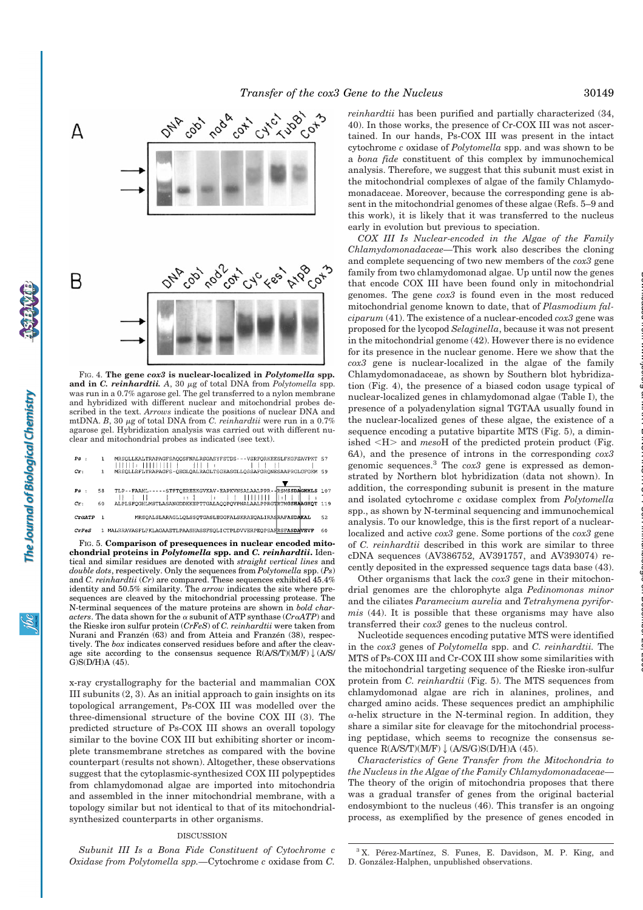FIG. 4. **The gene *cox3* is nuclear-localized in *Polytomella* spp. and in *C. reinhardtii*.** *A*, 30 μg of total DNA from *Polytomella* spp. was run in a 0.7% agarose gel. The gel transferred to a nylon membrane and hybridized with different nuclear and mitochondrial probes described in the text. *Arrows* indicate the positions of nuclear DNA and mtDNA. *B*, 30 μg of total DNA from *C. reinhardtii* were run in a 0.7% agarose gel. Hybridization analysis was carried out with different nuclear and mitochondrial probes as indicated (see text).

```
Ps :   1  MRSQLLKALTRAPAGFSAQQSFNALRSGASYFSTDS---VSRFQRKEESLFKGFSAVPKT  57
Cr:    1  MRSQLLRFLTRAPAGPS-QSGLQALRAGLTSGEASGLLQSSAFGRQNESAAPRGLGFGKM 59

Ps :  58  TLP--FAAHL-----STFTQEREEKGVKAV-RAPKVNSALAALPPR--RSMSSDAGHHLS 107
Cr:   60  ALPLSFQGHLMSTLASANGEDKKEPTTGALAQQPQVPNALAALPPRGTRTMGSHAAGHQT 119

CrαATP  1           MRSQALSLARAGLLQLSSQTGASLEGGFALSKRAEQALIRASRAFASDAKAL  52

CrFeS   1 MALRRAVASPLPKLAGAAETLPAASHASSFPSQLICTPLDVVERPEQPSAHRSFASDAVEVP  60
```

FIG. 5. **Comparison of presequences in nuclear encoded mitochondrial proteins in *Polytomella* spp. and *C. reinhardtii*.** Identical and similar residues are denoted with *straight vertical lines* and *double dots*, respectively. Only the sequences from *Polytomella* spp. (*Ps*) and *C. reinhardtii* (*Cr*) are compared. These sequences exhibited 45.4% identity and 50.5% similarity. The *arrow* indicates the site where presequences are cleaved by the mitochondrial processing protease. The N-terminal sequences of the mature proteins are shown in *bold characters*. The data shown for the α subunit of ATP synthase (*CrαATP*) and the Rieske iron sulfur protein (*CrFeS*) of *C. reinhardtii* were taken from Nurani and Franzén (63) and from Atteia and Franzén (38), respectively. The *box* indicates conserved residues before and after the cleavage site according to the consensus sequence R(A/S/T)(M/F)↓(A/S/G)S(D/H)A (45).

x-ray crystallography for the bacterial and mammalian COX III subunits (2, 3). As an initial approach to gain insights on its topological arrangement, Ps-COX III was modelled over the three-dimensional structure of the bovine COX III (3). The predicted structure of Ps-COX III shows an overall topology similar to the bovine COX III but exhibiting shorter or incomplete transmembrane stretches as compared with the bovine counterpart (results not shown). Altogether, these observations suggest that the cytoplasmic-synthesized COX III polypeptides from chlamydomonad algae are imported into mitochondria and assembled in the inner mitochondrial membrane, with a topology similar but not identical to that of its mitochondrial-synthesized counterparts in other organisms.

## DISCUSSION

*Subunit III Is a Bona Fide Constituent of Cytochrome c Oxidase from Polytomella spp.*—Cytochrome *c* oxidase from *C. reinhardtii* has been purified and partially characterized (34, 40). In those works, the presence of Cr-COX III was not ascertained. In our hands, Ps-COX III was present in the intact cytochrome *c* oxidase of *Polytomella* spp. and was shown to be a *bona fide* constituent of this complex by immunochemical analysis. Therefore, we suggest that this subunit must exist in the mitochondrial complexes of algae of the family Chlamydomonadaceae. Moreover, because the corresponding gene is absent in the mitochondrial genomes of these algae (Refs. 5–9 and this work), it is likely that it was transferred to the nucleus early in evolution but previous to speciation.

*COX III Is Nuclear-encoded in the Algae of the Family Chlamydomonadaceae*—This work also describes the cloning and complete sequencing of two new members of the *cox3* gene family from two chlamydomonad algae. Up until now the genes that encode COX III have been found only in mitochondrial genomes. The gene *cox3* is found even in the most reduced mitochondrial genome known to date, that of *Plasmodium falciparum* (41). The existence of a nuclear-encoded *cox3* gene was proposed for the lycopod *Selaginella*, because it was not present in the mitochondrial genome (42). However there is no evidence for its presence in the nuclear genome. Here we show that the *cox3* gene is nuclear-localized in the algae of the family Chlamydomonadaceae, as shown by Southern blot hybridization (Fig. 4), the presence of a biased codon usage typical of nuclear-localized genes in chlamydomonad algae (Table I), the presence of a polyadenylation signal TGTAA usually found in the nuclear-localized genes of these algae, the existence of a sequence encoding a putative bipartite MTS (Fig. 5), a diminished <H> and *meso*H of the predicted protein product (Fig. 6*A*), and the presence of introns in the corresponding *cox3* genomic sequences.[3] The *cox3* gene is expressed as demonstrated by Northern blot hybridization (data not shown). In addition, the corresponding subunit is present in the mature and isolated cytochrome *c* oxidase complex from *Polytomella* spp., as shown by N-terminal sequencing and immunochemical analysis. To our knowledge, this is the first report of a nuclear-localized and active *cox3* gene. Some portions of the *cox3* gene of *C. reinhardtii* described in this work are similar to three cDNA sequences (AV386752, AV391757, and AV393074) recently deposited in the expressed sequence tags data base (43).

Other organisms that lack the *cox3* gene in their mitochondrial genomes are the chlorophyte alga *Pedinomonas minor* and the ciliates *Paramecium aurelia* and *Tetrahymena pyriformis* (44). It is possible that these organisms may have also transferred their *cox3* genes to the nucleus control.

Nucleotide sequences encoding putative MTS were identified in the *cox3* genes of *Polytomella* spp. and *C. reinhardtii*. The MTS of Ps-COX III and Cr-COX III show some similarities with the mitochondrial targeting sequence of the Rieske iron-sulfur protein from *C. reinhardtii* (Fig. 5). The MTS sequences from chlamydomonad algae are rich in alanines, prolines, and charged amino acids. These sequences predict an amphiphilic α-helix structure in the N-terminal region. In addition, they share a similar site for cleavage for the mitochondrial processing peptidase, which seems to recognize the consensus sequence R(A/S/T)(M/F)↓(A/S/G)S(D/H)A (45).

*Characteristics of Gene Transfer from the Mitochondria to the Nucleus in the Algae of the Family Chlamydomonadaceae*—The theory of the origin of mitochondria proposes that there was a gradual transfer of genes from the original bacterial endosymbiont to the nucleus (46). This transfer is an ongoing process, as exemplified by the presence of genes encoded in

[3] X. Pérez-Martínez, S. Funes, E. Davidson, M. P. King, and D. González-Halphen, unpublished observations.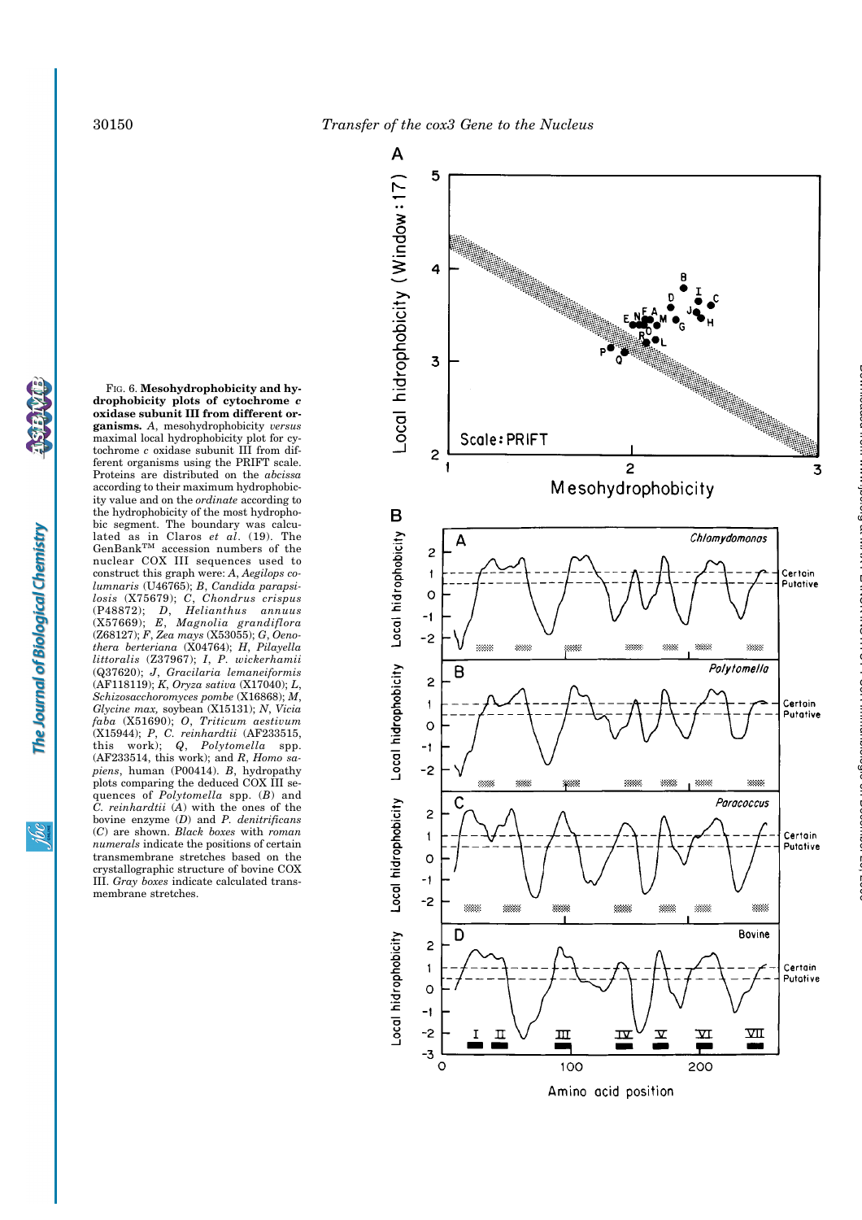FIG. 6. **Mesohydrophobicity and hydrophobicity plots of cytochrome *c* oxidase subunit III from different organisms.** *A*, mesohydrophobicity *versus* maximal local hydrophobicity plot for cytochrome *c* oxidase subunit III from different organisms using the PRIFT scale. Proteins are distributed on the *abcissa* according to their maximum hydrophobicity value and on the *ordinate* according to the hydrophobicity of the most hydrophobic segment. The boundary was calculated as in Claros *et al*. (19). The GenBank™ accession numbers of the nuclear COX III sequences used to construct this graph were: *A*, *Aegilops columnaris* (U46765); *B*, *Candida parapsilosis* (X75679); *C*, *Chondrus crispus* (P48872); *D*, *Helianthus annuus* (X57669); *E*, *Magnolia grandiflora* (Z68127); *F*, *Zea mays* (X53055); *G*, *Oenothera berteriana* (X04764); *H*, *Pilayella littoralis* (Z37967); *I*, *P. wickerhamii* (Q37620); *J*, *Gracilaria lemaneiformis* (AF118119); *K*, *Oryza sativa* (X17040); *L*, *Schizosaccharomyces pombe* (X16868); *M*, *Glycine max*, soybean (X15131); *N*, *Vicia faba* (X51690); *O*, *Triticum aestivum* (X15944); *P*, *C. reinhardtii* (AF233515, this work); *Q*, *Polytomella* spp. (AF233514, this work); and *R*, *Homo sapiens*, human (P00414). *B*, hydropathy plots comparing the deduced COX III sequences of *Polytomella* spp. (*B*) and *C. reinhardtii* (*A*) with the ones of the bovine enzyme (*D*) and *P. denitrificans* (*C*) are shown. *Black boxes* with *roman numerals* indicate the positions of certain transmembrane stretches based on the crystallographic structure of bovine COX III. *Gray boxes* indicate calculated transmembrane stretches.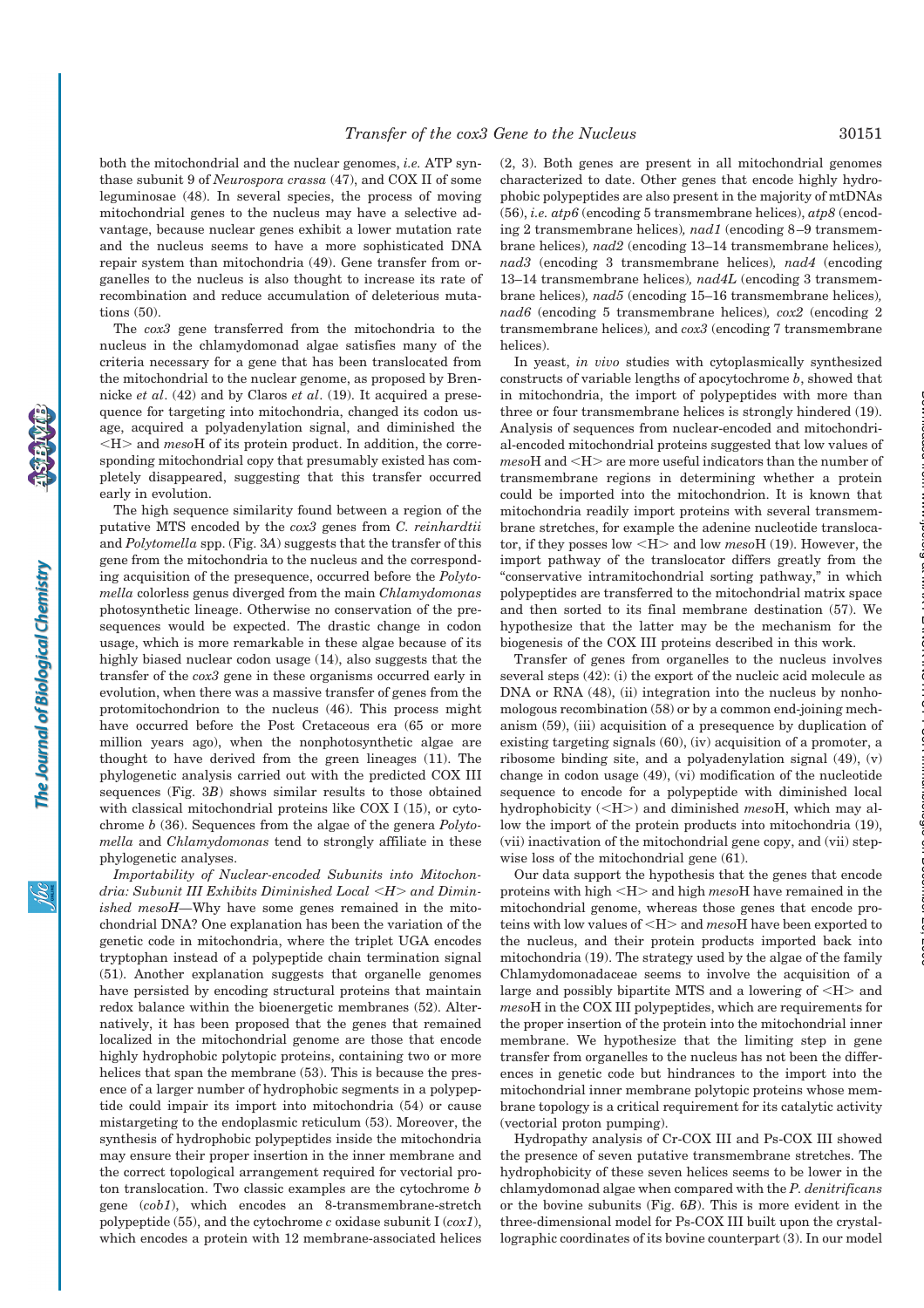both the mitochondrial and the nuclear genomes, *i.e.* ATP synthase subunit 9 of *Neurospora crassa* (47), and COX II of some leguminosae (48). In several species, the process of moving mitochondrial genes to the nucleus may have a selective advantage, because nuclear genes exhibit a lower mutation rate and the nucleus seems to have a more sophisticated DNA repair system than mitochondria (49). Gene transfer from organelles to the nucleus is also thought to increase its rate of recombination and reduce accumulation of deleterious mutations (50).

The *cox3* gene transferred from the mitochondria to the nucleus in the chlamydomonad algae satisfies many of the criteria necessary for a gene that has been translocated from the mitochondrial to the nuclear genome, as proposed by Brennicke *et al*. (42) and by Claros *et al*. (19). It acquired a presequence for targeting into mitochondria, changed its codon usage, acquired a polyadenylation signal, and diminished the <H> and *meso*H of its protein product. In addition, the corresponding mitochondrial copy that presumably existed has completely disappeared, suggesting that this transfer occurred early in evolution.

The high sequence similarity found between a region of the putative MTS encoded by the *cox3* genes from *C. reinhardtii* and *Polytomella* spp. (Fig. 3*A*) suggests that the transfer of this gene from the mitochondria to the nucleus and the corresponding acquisition of the presequence, occurred before the *Polytomella* colorless genus diverged from the main *Chlamydomonas* photosynthetic lineage. Otherwise no conservation of the presequences would be expected. The drastic change in codon usage, which is more remarkable in these algae because of its highly biased nuclear codon usage (14), also suggests that the transfer of the *cox3* gene in these organisms occurred early in evolution, when there was a massive transfer of genes from the protomitochondrion to the nucleus (46). This process might have occurred before the Post Cretaceous era (65 or more million years ago), when the nonphotosynthetic algae are thought to have derived from the green lineages (11). The phylogenetic analysis carried out with the predicted COX III sequences (Fig. 3*B*) shows similar results to those obtained with classical mitochondrial proteins like COX I (15), or cytochrome *b* (36). Sequences from the algae of the genera *Polytomella* and *Chlamydomonas* tend to strongly affiliate in these phylogenetic analyses.

*Importability of Nuclear-encoded Subunits into Mitochondria: Subunit III Exhibits Diminished Local <H> and Diminished mesoH*—Why have some genes remained in the mitochondrial DNA? One explanation has been the variation of the genetic code in mitochondria, where the triplet UGA encodes tryptophan instead of a polypeptide chain termination signal (51). Another explanation suggests that organelle genomes have persisted by encoding structural proteins that maintain redox balance within the bioenergetic membranes (52). Alternatively, it has been proposed that the genes that remained localized in the mitochondrial genome are those that encode highly hydrophobic polytopic proteins, containing two or more helices that span the membrane (53). This is because the presence of a larger number of hydrophobic segments in a polypeptide could impair its import into mitochondria (54) or cause mistargeting to the endoplasmic reticulum (53). Moreover, the synthesis of hydrophobic polypeptides inside the mitochondria may ensure their proper insertion in the inner membrane and the correct topological arrangement required for vectorial proton translocation. Two classic examples are the cytochrome *b* gene (*cob1*), which encodes an 8-transmembrane-stretch polypeptide (55), and the cytochrome *c* oxidase subunit I (*cox1*), which encodes a protein with 12 membrane-associated helices (2, 3). Both genes are present in all mitochondrial genomes characterized to date. Other genes that encode highly hydrophobic polypeptides are also present in the majority of mtDNAs (56), *i.e. atp6* (encoding 5 transmembrane helices), *atp8* (encoding 2 transmembrane helices), *nad1* (encoding 8–9 transmembrane helices), *nad2* (encoding 13–14 transmembrane helices), *nad3* (encoding 3 transmembrane helices), *nad4* (encoding 13–14 transmembrane helices), *nad4L* (encoding 3 transmembrane helices), *nad5* (encoding 15–16 transmembrane helices), *nad6* (encoding 5 transmembrane helices), *cox2* (encoding 2 transmembrane helices), and *cox3* (encoding 7 transmembrane helices).

In yeast, *in vivo* studies with cytoplasmically synthesized constructs of variable lengths of apocytochrome *b*, showed that in mitochondria, the import of polypeptides with more than three or four transmembrane helices is strongly hindered (19). Analysis of sequences from nuclear-encoded and mitochondrial-encoded mitochondrial proteins suggested that low values of *meso*H and <H> are more useful indicators than the number of transmembrane regions in determining whether a protein could be imported into the mitochondrion. It is known that mitochondria readily import proteins with several transmembrane stretches, for example the adenine nucleotide translocator, if they posses low <H> and low *meso*H (19). However, the import pathway of the translocator differs greatly from the "conservative intramitochondrial sorting pathway," in which polypeptides are transferred to the mitochondrial matrix space and then sorted to its final membrane destination (57). We hypothesize that the latter may be the mechanism for the biogenesis of the COX III proteins described in this work.

Transfer of genes from organelles to the nucleus involves several steps (42): (i) the export of the nucleic acid molecule as DNA or RNA (48), (ii) integration into the nucleus by nonhomologous recombination (58) or by a common end-joining mechanism (59), (iii) acquisition of a presequence by duplication of existing targeting signals (60), (iv) acquisition of a promoter, a ribosome binding site, and a polyadenylation signal (49), (v) change in codon usage (49), (vi) modification of the nucleotide sequence to encode for a polypeptide with diminished local hydrophobicity (<H>) and diminished *meso*H, which may allow the import of the protein products into mitochondria (19), (vii) inactivation of the mitochondrial gene copy, and (vii) stepwise loss of the mitochondrial gene (61).

Our data support the hypothesis that the genes that encode proteins with high <H> and high *meso*H have remained in the mitochondrial genome, whereas the genes that encode proteins with low values of <H> and *meso*H have been exported to the nucleus, and their protein products imported back into mitochondria (19). The strategy used by the algae of the family Chlamydomonadaceae seems to involve the acquisition of a large and possibly bipartite MTS and a lowering of <H> and *meso*H in the COX III polypeptides, which are requirements for the proper insertion of the protein into the mitochondrial inner membrane. We hypothesize that the limiting step in gene transfer from organelles to the nucleus has not been the differences in genetic code but hindrances to the import into the mitochondrial inner membrane polytopic proteins whose membrane topology is a critical requirement for its catalytic activity (vectorial proton pumping).

Hydropathy analysis of Cr-COX III and Ps-COX III showed the presence of seven putative transmembrane stretches. The hydrophobicity of these seven helices seems to be lower in the chlamydomonad algae when compared with the *P. denitrificans* or the bovine subunits (Fig. 6*B*). This is more evident in the three-dimensional model for Ps-COX III built upon the crystallographic coordinates of its bovine counterpart (3). In our model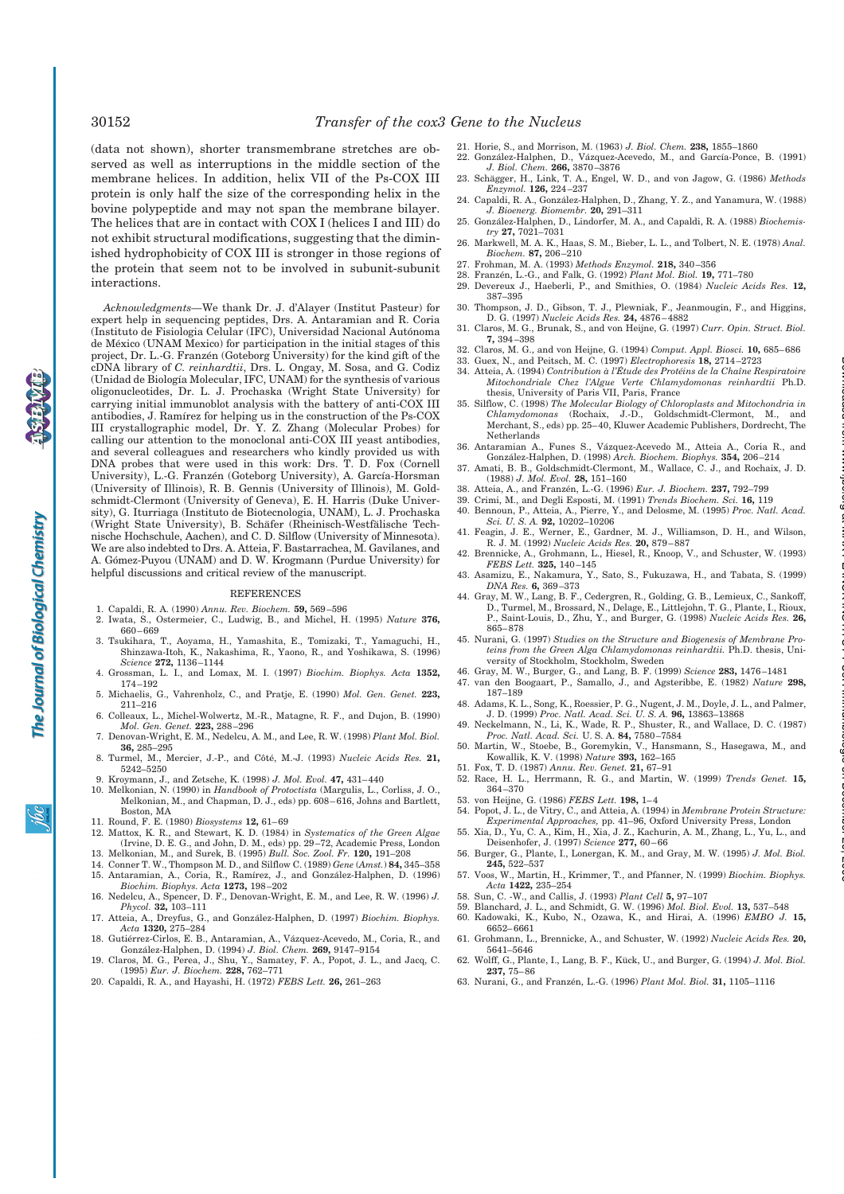(data not shown), shorter transmembrane stretches are observed as well as interruptions in the middle section of the membrane helices. In addition, helix VII of the Ps-COX III protein is only half the size of the corresponding helix in the bovine polypeptide and may not span the membrane bilayer. The helices that are in contact with COX I (helices I and III) do not exhibit structural modifications, suggesting that the diminished hydrophobicity of COX III is stronger in those regions of the protein that seem not to be involved in subunit-subunit interactions.

*Acknowledgments*—We thank Dr. J. d'Alayer (Institut Pasteur) for expert help in sequencing peptides, Drs. A. Antaramian and R. Coria (Instituto de Fisiologia Celular (IFC), Universidad Nacional Autónoma de México (UNAM Mexico) for participation in the initial stages of this project, Dr. L.-G. Franzén (Goteborg University) for the kind gift of the cDNA library of *C. reinhardtii*, Drs. L. Ongay, M. Sosa, and G. Codiz (Unidad de Biología Molecular, IFC, UNAM) for the synthesis of various oligonucleotides, Dr. L. J. Prochaska (Wright State University) for carrying initial immunoblot analysis with the battery of anti-COX III antibodies, J. Ramírez for helping us in the construction of the Ps-COX III crystallographic model, Dr. Y. Z. Zhang (Molecular Probes) for calling our attention to the monoclonal anti-COX III yeast antibodies, and several colleagues and researchers who kindly provided us with DNA probes that were used in this work: Drs. T. D. Fox (Cornell University), L.-G. Franzén (Goteborg University), A. García-Horsman (University of Illinois), R. B. Gennis (University of Illinois), M. Goldschmidt-Clermont (University of Geneva), E. H. Harris (Duke University), G. Iturriaga (Instituto de Biotecnologia, UNAM), L. J. Prochaska (Wright State University), B. Schäfer (Rheinisch-Westfälische Technische Hochschule, Aachen), and C. D. Silflow (University of Minnesota). We are also indebted to Drs. A. Atteia, F. Bastarrachea, M. Gavilanes, and A. Gómez-Puyou (UNAM) and D. W. Krogmann (Purdue University) for helpful discussions and critical review of the manuscript.

## REFERENCES

1. Capaldi, R. A. (1990) *Annu. Rev. Biochem.* **59,** 569–596
2. Iwata, S., Ostermeier, C., Ludwig, B., and Michel, H. (1995) *Nature* **376,** 660–669
3. Tsukihara, T., Aoyama, H., Yamashita, E., Tomizaki, T., Yamaguchi, H., Shinzawa-Itoh, K., Nakashima, R., Yaono, R., and Yoshikawa, S. (1996) *Science* **272,** 1136–1144
4. Grossman, L. I., and Lomax, M. I. (1997) *Biochim. Biophys. Acta* **1352,** 174–192
5. Michaelis, G., Vahrenholz, C., and Pratje, E. (1990) *Mol. Gen. Genet.* **223,** 211–216
6. Colleaux, L., Michel-Wolwertz, M.-R., Matagne, R. F., and Dujon, B. (1990) *Mol. Gen. Genet.* **223,** 288–296
7. Denovan-Wright, E. M., Nedelcu, A. M., and Lee, R. W. (1998) *Plant Mol. Biol.* **36,** 285–295
8. Turmel, M., Mercier, J.-P., and Côté, M.-J. (1993) *Nucleic Acids Res.* **21,** 5242–5250
9. Kroymann, J., and Zetsche, K. (1998) *J. Mol. Evol.* **47,** 431–440
10. Melkonian, N. (1990) in *Handbook of Protoctista* (Margulis, L., Corliss, J. O., Melkonian, M., and Chapman, D. J., eds) pp. 608–616, Johns and Bartlett, Boston, MA
11. Round, F. E. (1980) *Biosystems* **12,** 61–69
12. Mattox, K. R., and Stewart, K. D. (1984) in *Systematics of the Green Algae* (Irvine, D. E. G., and John, D. M., eds) pp. 29–72, Academic Press, London
13. Melkonian, M., and Surek, B. (1995) *Bull. Soc. Zool. Fr.* **120,** 191–208
14. Conner T. W., Thompson M. D., and Silflow C. (1989) *Gene* (*Amst.*) **84,** 345–358
15. Antaramian, A., Coria, R., Ramírez, J., and González-Halphen, D. (1996) *Biochim. Biophys. Acta* **1273,** 198–202
16. Nedelcu, A., Spencer, D. F., Denovan-Wright, E. M., and Lee, R. W. (1996) *J. Phycol.* **32,** 103–111
17. Atteia, A., Dreyfus, G., and González-Halphen, D. (1997) *Biochim. Biophys. Acta* **1320,** 275–284
18. Gutiérrez-Cirlos, E. B., Antaramian, A., Vázquez-Acevedo, M., Coria, R., and González-Halphen, D. (1994) *J. Biol. Chem.* **269,** 9147–9154
19. Claros, M. G., Perea, J., Shu, Y., Samatey, F. A., Popot, J. L., and Jacq, C. (1995) *Eur. J. Biochem.* **228,** 762–771
20. Capaldi, R. A., and Hayashi, H. (1972) *FEBS Lett.* **26,** 261–263
21. Horie, S., and Morrison, M. (1963) *J. Biol. Chem.* **238,** 1855–1860
22. González-Halphen, D., Vázquez-Acevedo, M., and García-Ponce, B. (1991) *J. Biol. Chem.* **266,** 3870–3876
23. Schägger, H., Link, T. A., Engel, W. D., and von Jagow, G. (1986) *Methods Enzymol.* **126,** 224–237
24. Capaldi, R. A., González-Halphen, D., Zhang, Y. Z., and Yanamura, W. (1988) *J. Bioenerg. Biomembr.* **20,** 291–311
25. González-Halphen, D., Lindorfer, M. A., and Capaldi, R. A. (1988) *Biochemistry* **27,** 7021–7031
26. Markwell, M. A. K., Haas, S. M., Bieber, L. L., and Tolbert, N. E. (1978) *Anal. Biochem.* **87,** 206–210
27. Frohman, M. A. (1993) *Methods Enzymol.* **218,** 340–356
28. Franzén, L.-G., and Falk, G. (1992) *Plant Mol. Biol.* **19,** 771–780
29. Devereux J., Haeberli, P., and Smithies, O. (1984) *Nucleic Acids Res.* **12,** 387–395
30. Thompson, J. D., Gibson, T. J., Plewniak, F., Jeanmougin, F., and Higgins, D. G. (1997) *Nucleic Acids Res.* **24,** 4876–4882
31. Claros, M. G., Brunak, S., and von Heijne, G. (1997) *Curr. Opin. Struct. Biol.* **7,** 394–398
32. Claros, M. G., and von Heijne, G. (1994) *Comput. Appl. Biosci.* **10,** 685–686
33. Guex, N., and Peitsch, M. C. (1997) *Electrophoresis* **18,** 2714–2723
34. Atteia, A. (1994) *Contribution à l'Étude des Protéins de la Chaîne Respiratoire Mitochondriale Chez l'Algue Verte Chlamydomonas reinhardtii* Ph.D. thesis, University of Paris VII, Paris, France
35. Silflow, C. (1998) *The Molecular Biology of Chloroplasts and Mitochondria in Chlamydomonas* (Rochaix, J.-D., Goldschmidt-Clermont, M., and Merchant, S., eds) pp. 25–40, Kluwer Academic Publishers, Dordrecht, The Netherlands
36. Antaramian A., Funes S., Vázquez-Acevedo M., Atteia A., Coria R., and González-Halphen, D. (1998) *Arch. Biochem. Biophys.* **354,** 206–214
37. Amati, B. B., Goldschmidt-Clermont, M., Wallace, C. J., and Rochaix, J. D. (1988) *J. Mol. Evol.* **28,** 151–160
38. Atteia, A., and Franzén, L.-G. (1996) *Eur. J. Biochem.* **237,** 792–799
39. Crimi, M., and Degli Esposti, M. (1991) *Trends Biochem. Sci.* **16,** 119
40. Bennoun, P., Atteia, A., Pierre, Y., and Delosme, M. (1995) *Proc. Natl. Acad. Sci. U. S. A.* **92,** 10202–10206
41. Feagin, J. E., Werner, E., Gardner, M. J., Williamson, D. H., and Wilson, R. J. M. (1992) *Nucleic Acids Res.* **20,** 879–887
42. Brennicke, A., Grohmann, L., Hiesel, R., Knoop, V., and Schuster, W. (1993) *FEBS Lett.* **325,** 140–145
43. Asamizu, E., Nakamura, Y., Sato, S., Fukuzawa, H., and Tabata, S. (1999) *DNA Res.* **6,** 369–373
44. Gray, M. W., Lang, B. F., Cedergren, R., Golding, G. B., Lemieux, C., Sankoff, D., Turmel, M., Brossard, N., Delage, E., Littlejohn, T. G., Plante, I., Rioux, P., Saint-Louis, D., Zhu, Y., and Burger, G. (1998) *Nucleic Acids Res.* **26,** 865–878
45. Nurani, G. (1997) *Studies on the Structure and Biogenesis of Membrane Proteins from the Green Alga Chlamydomonas reinhardtii.* Ph.D. thesis, University of Stockholm, Stockholm, Sweden
46. Gray, M. W., Burger, G., and Lang, B. F. (1999) *Science* **283,** 1476–1481
47. van den Boogaart, P., Samallo, J., and Agsteribbe, E. (1982) *Nature* **298,** 187–189
48. Adams, K. L., Song, K., Roessier, P. G., Nugent, J. M., Doyle, J. L., and Palmer, J. D. (1999) *Proc. Natl. Acad. Sci. U. S. A.* **96,** 13863–13868
49. Neckelmann, N., Li, K., Wade, R. P., Shuster, R., and Wallace, D. C. (1987) *Proc. Natl. Acad. Sci.* U. S. A. **84,** 7580–7584
50. Martin, W., Stoebe, B., Goremykin, V., Hansmann, S., Hasegawa, M., and Kowallik, K. V. (1998) *Nature* **393,** 162–165
51. Fox, T. D. (1987) *Annu. Rev. Genet.* **21,** 67–91
52. Race, H. L., Herrmann, R. G., and Martin, W. (1999) *Trends Genet.* **15,** 364–370
53. von Heijne, G. (1986) *FEBS Lett.* **198,** 1–4
54. Popot, J. L., de Vitry, C., and Atteia, A. (1994) in *Membrane Protein Structure: Experimental Approaches,* pp. 41–96, Oxford University Press, London
55. Xia, D., Yu, C. A., Kim, H., Xia, J. Z., Kachurin, A. M., Zhang, L., Yu, L., and Deisenhofer, J. (1997) *Science* **277,** 60–66
56. Burger, G., Plante, I., Lonergan, K. M., and Gray, M. W. (1995) *J. Mol. Biol.* **245,** 522–537
57. Voos, W., Martin, H., Krimmer, T., and Pfanner, N. (1999) *Biochim. Biophys. Acta* **1422,** 235–254
58. Sun, C. -W., and Callis, J. (1993) *Plant Cell* **5,** 97–107
59. Blanchard, J. L., and Schmidt, G. W. (1996) *Mol. Biol. Evol.* **13,** 537–548
60. Kadowaki, K., Kubo, N., Ozawa, K., and Hirai, A. (1996) *EMBO J.* **15,** 6652–6661
61. Grohmann, L., Brennicke, A., and Schuster, W. (1992) *Nucleic Acids Res.* **20,** 5641–5646
62. Wolff, G., Plante, I., Lang, B. F., Kück, U., and Burger, G. (1994) *J. Mol. Biol.* **237,** 75–86
63. Nurani, G., and Franzén, L.-G. (1996) *Plant Mol. Biol.* **31,** 1105–1116